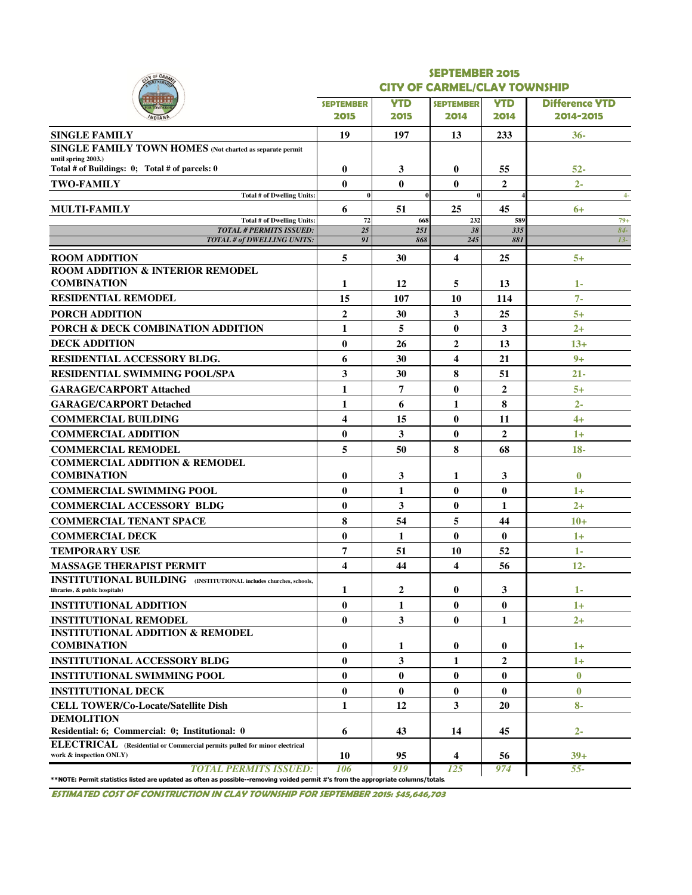# SEPTEMBER 2015

## CITY OF CARMEL/CLAY TOWNSHIP

| | SEPTEMBER 2015 | YTD 2015 | SEPTEMBER 2014 | YTD 2014 | Difference YTD 2014-2015 |
|---|---|---|---|---|---|
| **SINGLE FAMILY** | 19 | 197 | 13 | 233 | 36- |
| **SINGLE FAMILY TOWN HOMES** (Not charted as separate permit until spring 2003.) Total # of Buildings: 0; Total # of parcels: 0 | 0 | 3 | 0 | 55 | 52- |
| **TWO-FAMILY** | 0 | 0 | 0 | 2 | 2- |
| Total # of Dwelling Units: | 0 | 0 | 0 | 4 | 4- |
| **MULTI-FAMILY** | 6 | 51 | 25 | 45 | 6+ |
| Total # of Dwelling Units: | 72 | 668 | 232 | 589 | 79+ |
| *TOTAL # PERMITS ISSUED:* | 25 | 251 | 38 | 335 | 84- |
| *TOTAL # of DWELLING UNITS:* | 91 | 868 | 245 | 881 | 13- |
| **ROOM ADDITION** | 5 | 30 | 4 | 25 | 5+ |
| **ROOM ADDITION & INTERIOR REMODEL COMBINATION** | 1 | 12 | 5 | 13 | 1- |
| **RESIDENTIAL REMODEL** | 15 | 107 | 10 | 114 | 7- |
| **PORCH ADDITION** | 2 | 30 | 3 | 25 | 5+ |
| **PORCH & DECK COMBINATION ADDITION** | 1 | 5 | 0 | 3 | 2+ |
| **DECK ADDITION** | 0 | 26 | 2 | 13 | 13+ |
| **RESIDENTIAL ACCESSORY BLDG.** | 6 | 30 | 4 | 21 | 9+ |
| **RESIDENTIAL SWIMMING POOL/SPA** | 3 | 30 | 8 | 51 | 21- |
| **GARAGE/CARPORT Attached** | 1 | 7 | 0 | 2 | 5+ |
| **GARAGE/CARPORT Detached** | 1 | 6 | 1 | 8 | 2- |
| **COMMERCIAL BUILDING** | 4 | 15 | 0 | 11 | 4+ |
| **COMMERCIAL ADDITION** | 0 | 3 | 0 | 2 | 1+ |
| **COMMERCIAL REMODEL** | 5 | 50 | 8 | 68 | 18- |
| **COMMERCIAL ADDITION & REMODEL COMBINATION** | 0 | 3 | 1 | 3 | 0 |
| **COMMERCIAL SWIMMING POOL** | 0 | 1 | 0 | 0 | 1+ |
| **COMMERCIAL ACCESSORY BLDG** | 0 | 3 | 0 | 1 | 2+ |
| **COMMERCIAL TENANT SPACE** | 8 | 54 | 5 | 44 | 10+ |
| **COMMERCIAL DECK** | 0 | 1 | 0 | 0 | 1+ |
| **TEMPORARY USE** | 7 | 51 | 10 | 52 | 1- |
| **MASSAGE THERAPIST PERMIT** | 4 | 44 | 4 | 56 | 12- |
| **INSTITUTIONAL BUILDING** (INSTITUTIONAL includes churches, schools, libraries, & public hospitals) | 1 | 2 | 0 | 3 | 1- |
| **INSTITUTIONAL ADDITION** | 0 | 1 | 0 | 0 | 1+ |
| **INSTITUTIONAL REMODEL** | 0 | 3 | 0 | 1 | 2+ |
| **INSTITUTIONAL ADDITION & REMODEL COMBINATION** | 0 | 1 | 0 | 0 | 1+ |
| **INSTITUTIONAL ACCESSORY BLDG** | 0 | 3 | 1 | 2 | 1+ |
| **INSTITUTIONAL SWIMMING POOL** | 0 | 0 | 0 | 0 | 0 |
| **INSTITUTIONAL DECK** | 0 | 0 | 0 | 0 | 0 |
| **CELL TOWER/Co-Locate/Satellite Dish** | 1 | 12 | 3 | 20 | 8- |
| **DEMOLITION** Residential: 6; Commercial: 0; Institutional: 0 | 6 | 43 | 14 | 45 | 2- |
| **ELECTRICAL** (Residential or Commercial permits pulled for minor electrical work & inspection ONLY) | 10 | 95 | 4 | 56 | 39+ |
| *TOTAL PERMITS ISSUED:* | 106 | 919 | 125 | 974 | 55- |

**NOTE: Permit statistics listed are updated as often as possible--removing voided permit #'s from the appropriate columns/totals.

***ESTIMATED COST OF CONSTRUCTION IN CLAY TOWNSHIP FOR SEPTEMBER 2015: $45,646,703***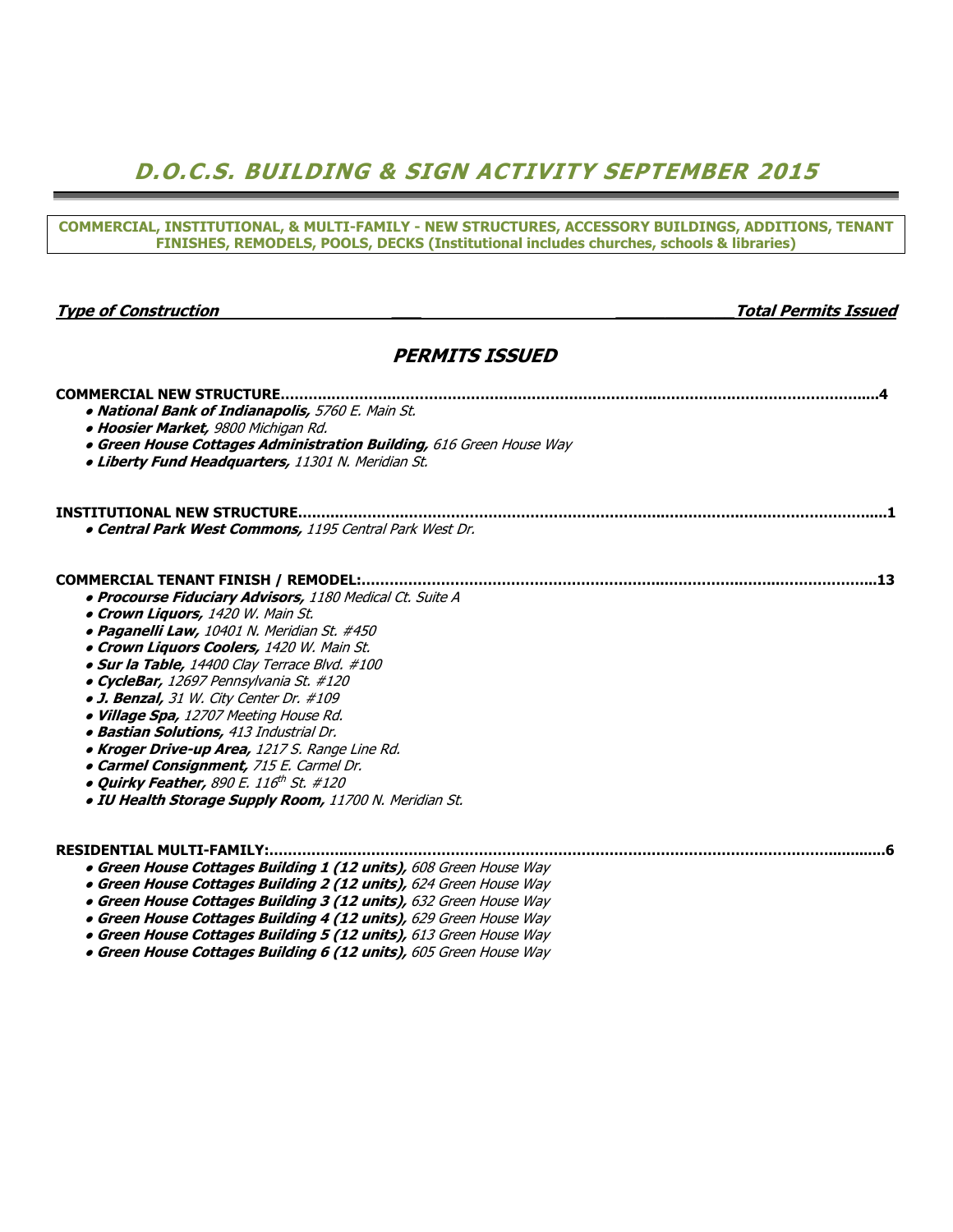# *D.O.C.S. BUILDING & SIGN ACTIVITY SEPTEMBER 2015*

**COMMERCIAL, INSTITUTIONAL, & MULTI-FAMILY - NEW STRUCTURES, ACCESSORY BUILDINGS, ADDITIONS, TENANT FINISHES, REMODELS, POOLS, DECKS (Institutional includes churches, schools & libraries)**

***Type of Construction*** — ***Total Permits Issued***

## *PERMITS ISSUED*

**COMMERCIAL NEW STRUCTURE.....................................................................................................................4**

- ***National Bank of Indianapolis,*** *5760 E. Main St.*
- ***Hoosier Market,*** *9800 Michigan Rd.*
- ***Green House Cottages Administration Building,*** *616 Green House Way*
- ***Liberty Fund Headquarters,*** *11301 N. Meridian St.*

**INSTITUTIONAL NEW STRUCTURE...............................................................................................................1**

- ***Central Park West Commons,*** *1195 Central Park West Dr.*

**COMMERCIAL TENANT FINISH / REMODEL:.................................................................................................13**

- ***Procourse Fiduciary Advisors,*** *1180 Medical Ct. Suite A*
- ***Crown Liquors,*** *1420 W. Main St.*
- ***Paganelli Law,*** *10401 N. Meridian St. #450*
- ***Crown Liquors Coolers,*** *1420 W. Main St.*
- ***Sur la Table,*** *14400 Clay Terrace Blvd. #100*
- ***CycleBar,*** *12697 Pennsylvania St. #120*
- ***J. Benzal,*** *31 W. City Center Dr. #109*
- ***Village Spa,*** *12707 Meeting House Rd.*
- ***Bastian Solutions,*** *413 Industrial Dr.*
- ***Kroger Drive-up Area,*** *1217 S. Range Line Rd.*
- ***Carmel Consignment,*** *715 E. Carmel Dr.*
- ***Quirky Feather,*** *890 E. 116th St. #120*
- ***IU Health Storage Supply Room,*** *11700 N. Meridian St.*

**RESIDENTIAL MULTI-FAMILY:...........................................................................................................................6**

- ***Green House Cottages Building 1 (12 units),*** *608 Green House Way*
- ***Green House Cottages Building 2 (12 units),*** *624 Green House Way*
- ***Green House Cottages Building 3 (12 units),*** *632 Green House Way*
- ***Green House Cottages Building 4 (12 units),*** *629 Green House Way*
- ***Green House Cottages Building 5 (12 units),*** *613 Green House Way*
- ***Green House Cottages Building 6 (12 units),*** *605 Green House Way*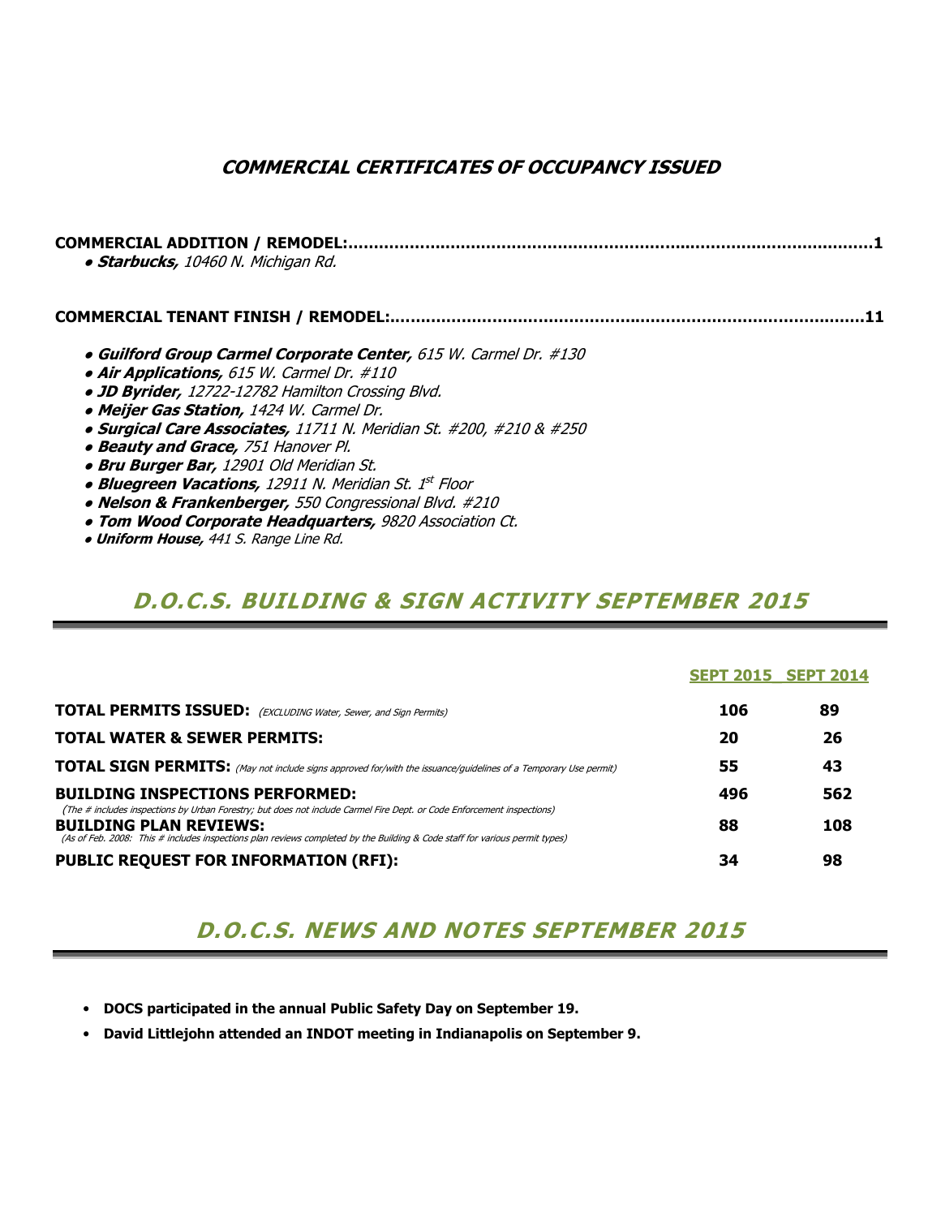## *COMMERCIAL CERTIFICATES OF OCCUPANCY ISSUED*

**COMMERCIAL ADDITION / REMODEL:..........................................................................................................1**

- ***Starbucks,*** *10460 N. Michigan Rd.*

**COMMERCIAL TENANT FINISH / REMODEL:..................................................................................................11**

- ***Guilford Group Carmel Corporate Center,*** *615 W. Carmel Dr. #130*
- ***Air Applications,*** *615 W. Carmel Dr. #110*
- ***JD Byrider,*** *12722-12782 Hamilton Crossing Blvd.*
- ***Meijer Gas Station,*** *1424 W. Carmel Dr.*
- ***Surgical Care Associates,*** *11711 N. Meridian St. #200, #210 & #250*
- ***Beauty and Grace,*** *751 Hanover Pl.*
- ***Bru Burger Bar,*** *12901 Old Meridian St.*
- ***Bluegreen Vacations,*** *12911 N. Meridian St. 1st Floor*
- ***Nelson & Frankenberger,*** *550 Congressional Blvd. #210*
- ***Tom Wood Corporate Headquarters,*** *9820 Association Ct.*
- ***Uniform House,*** *441 S. Range Line Rd.*

## *D.O.C.S. BUILDING & SIGN ACTIVITY SEPTEMBER 2015*

| | SEPT 2015 | SEPT 2014 |
|---|---|---|
| **TOTAL PERMITS ISSUED:** *(EXCLUDING Water, Sewer, and Sign Permits)* | **106** | **89** |
| **TOTAL WATER & SEWER PERMITS:** | **20** | **26** |
| **TOTAL SIGN PERMITS:** *(May not include signs approved for/with the issuance/guidelines of a Temporary Use permit)* | **55** | **43** |
| **BUILDING INSPECTIONS PERFORMED:** *(The # includes inspections by Urban Forestry; but does not include Carmel Fire Dept. or Code Enforcement inspections)* | **496** | **562** |
| **BUILDING PLAN REVIEWS:** *(As of Feb. 2008: This # includes inspections plan reviews completed by the Building & Code staff for various permit types)* | **88** | **108** |
| **PUBLIC REQUEST FOR INFORMATION (RFI):** | **34** | **98** |

## *D.O.C.S. NEWS AND NOTES SEPTEMBER 2015*

- **DOCS participated in the annual Public Safety Day on September 19.**
- **David Littlejohn attended an INDOT meeting in Indianapolis on September 9.**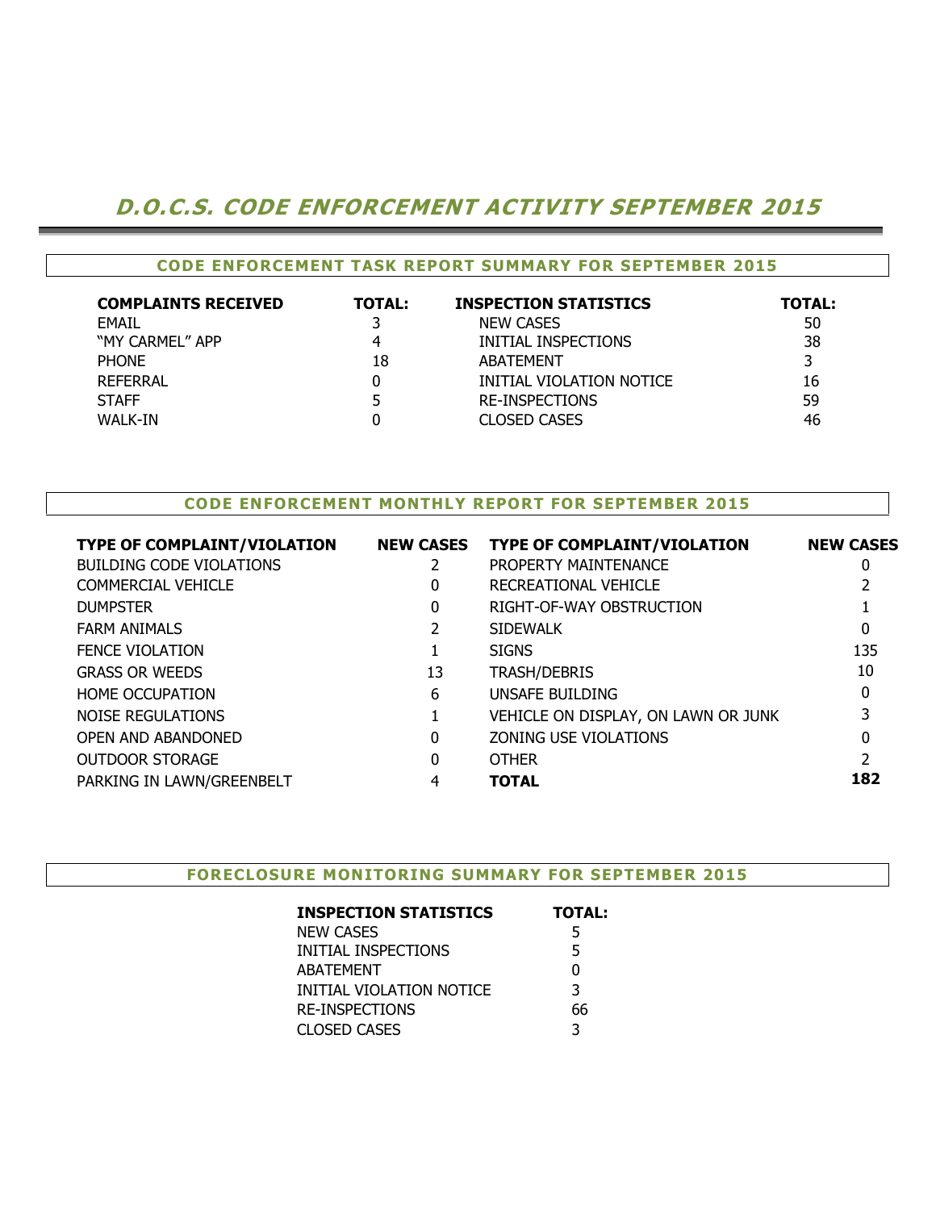# D.O.C.S. CODE ENFORCEMENT ACTIVITY SEPTEMBER 2015

## CODE ENFORCEMENT TASK REPORT SUMMARY FOR SEPTEMBER 2015

| COMPLAINTS RECEIVED | TOTAL: | INSPECTION STATISTICS | TOTAL: |
|---|---|---|---|
| EMAIL | 3 | NEW CASES | 50 |
| "MY CARMEL" APP | 4 | INITIAL INSPECTIONS | 38 |
| PHONE | 18 | ABATEMENT | 3 |
| REFERRAL | 0 | INITIAL VIOLATION NOTICE | 16 |
| STAFF | 5 | RE-INSPECTIONS | 59 |
| WALK-IN | 0 | CLOSED CASES | 46 |

## CODE ENFORCEMENT MONTHLY REPORT FOR SEPTEMBER 2015

| TYPE OF COMPLAINT/VIOLATION | NEW CASES | TYPE OF COMPLAINT/VIOLATION | NEW CASES |
|---|---|---|---|
| BUILDING CODE VIOLATIONS | 2 | PROPERTY MAINTENANCE | 0 |
| COMMERCIAL VEHICLE | 0 | RECREATIONAL VEHICLE | 2 |
| DUMPSTER | 0 | RIGHT-OF-WAY OBSTRUCTION | 1 |
| FARM ANIMALS | 2 | SIDEWALK | 0 |
| FENCE VIOLATION | 1 | SIGNS | 135 |
| GRASS OR WEEDS | 13 | TRASH/DEBRIS | 10 |
| HOME OCCUPATION | 6 | UNSAFE BUILDING | 0 |
| NOISE REGULATIONS | 1 | VEHICLE ON DISPLAY, ON LAWN OR JUNK | 3 |
| OPEN AND ABANDONED | 0 | ZONING USE VIOLATIONS | 0 |
| OUTDOOR STORAGE | 0 | OTHER | 2 |
| PARKING IN LAWN/GREENBELT | 4 | **TOTAL** | **182** |

## FORECLOSURE MONITORING SUMMARY FOR SEPTEMBER 2015

| INSPECTION STATISTICS | TOTAL: |
|---|---|
| NEW CASES | 5 |
| INITIAL INSPECTIONS | 5 |
| ABATEMENT | 0 |
| INITIAL VIOLATION NOTICE | 3 |
| RE-INSPECTIONS | 66 |
| CLOSED CASES | 3 |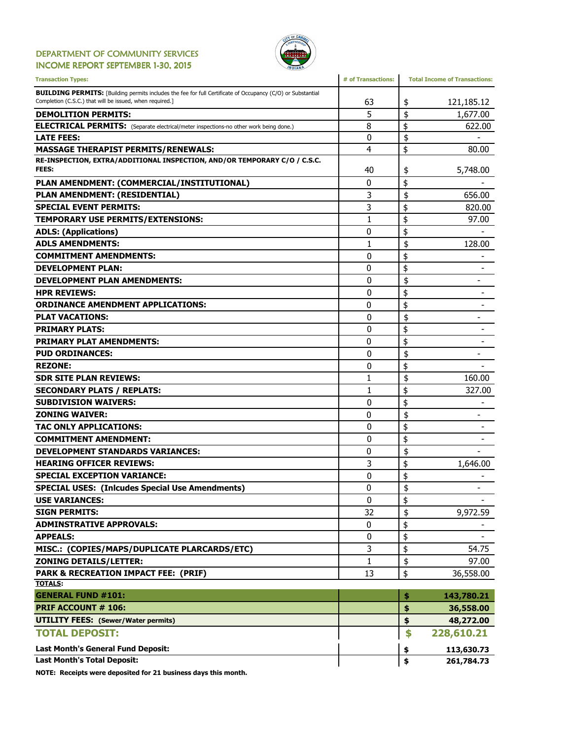## DEPARTMENT OF COMMUNITY SERVICES
## INCOME REPORT SEPTEMBER 1-30, 2015

| Transaction Types: | # of Transactions: | Total Income of Transactions: |
|---|---|---|
| **BUILDING PERMITS:** [Building permits includes the fee for full Certificate of Occupancy (C/O) or Substantial Completion (C.S.C.) that will be issued, when required.] | 63 | $ 121,185.12 |
| **DEMOLITION PERMITS:** | 5 | $ 1,677.00 |
| **ELECTRICAL PERMITS:** (Separate electrical/meter inspections-no other work being done.) | 8 | $ 622.00 |
| **LATE FEES:** | 0 | $ - |
| **MASSAGE THERAPIST PERMITS/RENEWALS:** | 4 | $ 80.00 |
| **RE-INSPECTION, EXTRA/ADDITIONAL INSPECTION, AND/OR TEMPORARY C/O / C.S.C. FEES:** | 40 | $ 5,748.00 |
| **PLAN AMENDMENT: (COMMERCIAL/INSTITUTIONAL)** | 0 | $ - |
| **PLAN AMENDMENT: (RESIDENTIAL)** | 3 | $ 656.00 |
| **SPECIAL EVENT PERMITS:** | 3 | $ 820.00 |
| **TEMPORARY USE PERMITS/EXTENSIONS:** | 1 | $ 97.00 |
| **ADLS: (Applications)** | 0 | $ - |
| **ADLS AMENDMENTS:** | 1 | $ 128.00 |
| **COMMITMENT AMENDMENTS:** | 0 | $ - |
| **DEVELOPMENT PLAN:** | 0 | $ - |
| **DEVELOPMENT PLAN AMENDMENTS:** | 0 | $ - |
| **HPR REVIEWS:** | 0 | $ - |
| **ORDINANCE AMENDMENT APPLICATIONS:** | 0 | $ - |
| **PLAT VACATIONS:** | 0 | $ - |
| **PRIMARY PLATS:** | 0 | $ - |
| **PRIMARY PLAT AMENDMENTS:** | 0 | $ - |
| **PUD ORDINANCES:** | 0 | $ - |
| **REZONE:** | 0 | $ - |
| **SDR SITE PLAN REVIEWS:** | 1 | $ 160.00 |
| **SECONDARY PLATS / REPLATS:** | 1 | $ 327.00 |
| **SUBDIVISION WAIVERS:** | 0 | $ - |
| **ZONING WAIVER:** | 0 | $ - |
| **TAC ONLY APPLICATIONS:** | 0 | $ - |
| **COMMITMENT AMENDMENT:** | 0 | $ - |
| **DEVELOPMENT STANDARDS VARIANCES:** | 0 | $ - |
| **HEARING OFFICER REVIEWS:** | 3 | $ 1,646.00 |
| **SPECIAL EXCEPTION VARIANCE:** | 0 | $ - |
| **SPECIAL USES: (Inlcudes Special Use Amendments)** | 0 | $ - |
| **USE VARIANCES:** | 0 | $ - |
| **SIGN PERMITS:** | 32 | $ 9,972.59 |
| **ADMINSTRATIVE APPROVALS:** | 0 | $ - |
| **APPEALS:** | 0 | $ - |
| **MISC.: (COPIES/MAPS/DUPLICATE PLARCARDS/ETC)** | 3 | $ 54.75 |
| **ZONING DETAILS/LETTER:** | 1 | $ 97.00 |
| **PARK & RECREATION IMPACT FEE: (PRIF)** | 13 | $ 36,558.00 |
| **TOTALS:** | | |
| **GENERAL FUND #101:** | | **$ 143,780.21** |
| **PRIF ACCOUNT # 106:** | | **$ 36,558.00** |
| **UTILITY FEES: (Sewer/Water permits)** | | **$ 48,272.00** |
| **TOTAL DEPOSIT:** | | **$ 228,610.21** |
| **Last Month's General Fund Deposit:** | | **$ 113,630.73** |
| **Last Month's Total Deposit:** | | **$ 261,784.73** |

**NOTE: Receipts were deposited for 21 business days this month.**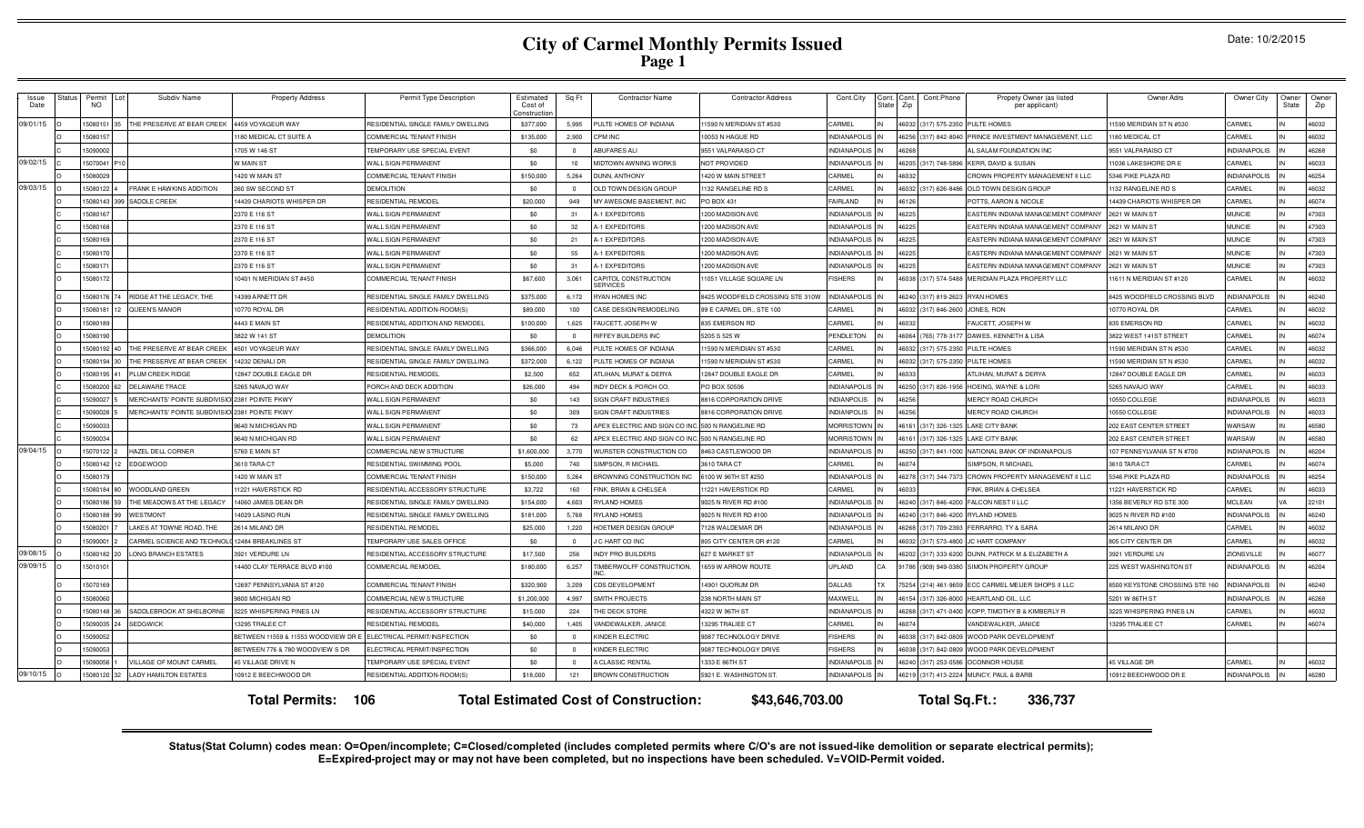# City of Carmel Monthly Permits Issued

## Page 1

Date: 10/2/2015

| Issue Date | Status | Permit NO | Lot | Subdiv Name | Property Address | Permit Type Description | Estimated Cost of Construction | Sq Ft | Contractor Name | Contractor Address | Cont.City | Cont. State | Cont. Zip | Cont.Phone | Propety Owner (as listed per applicant) | Owner Adrs | Owner City | Owner State | Owner Zip |
|---|---|---|---|---|---|---|---|---|---|---|---|---|---|---|---|---|---|---|---|
| 09/01/15 | O | 15080151 | 35 | THE PRESERVE AT BEAR CREEK | 4459 VOYAGEUR WAY | RESIDENTIAL SINGLE FAMILY DWELLING | $377,000 | 5,995 | PULTE HOMES OF INDIANA | 11590 N MERIDIAN ST #530 | CARMEL | IN | 46032 | (317) 575-2350 | PULTE HOMES | 11590 MERIDIAN ST N #530 | CARMEL | IN | 46032 |
| | O | 15080157 | | | 1180 MEDICAL CT SUITE A | COMMERCIAL TENANT FINISH | $135,000 | 2,900 | CPM INC | 10053 N HAGUE RD | INDIANAPOLIS | IN | 46256 | (317) 842-8040 | PRINCE INVESTMENT MANAGEMENT, LLC | 1180 MEDICAL CT | CARMEL | IN | 46032 |
| | C | 15090002 | | | 1705 W 146 ST | TEMPORARY USE SPECIAL EVENT | $0 | 0 | ABUFARES ALI | 9551 VALPARAISO CT | INDIANAPOLIS | IN | 46268 | | AL SALAM FOUNDATION INC | 9551 VALPARAISO CT | INDIANAPOLIS | IN | 46268 |
| 09/02/15 | C | 15070041 | P10 | | W MAIN ST | WALL SIGN PERMANENT | $0 | 10 | MIDTOWN AWNING WORKS | NOT PROVIDED | INDIANAPOLIS | IN | 46205 | (317) 748-5896 | KERR, DAVID & SUSAN | 11036 LAKESHORE DR E | CARMEL | IN | 46033 |
| | O | 15080029 | | | 1420 W MAIN ST | COMMERCIAL TENANT FINISH | $150,000 | 5,264 | DUNN, ANTHONY | 1420 W MAIN STREET | CARMEL | IN | 46032 | | CROWN PROPERTY MANAGEMENT II LLC | 5346 PIKE PLAZA RD | INDIANAPOLIS | IN | 46254 |
| 09/03/15 | O | 15080122 | 4 | FRANK E HAWKINS ADDITION | 260 SW SECOND ST | DEMOLITION | $0 | 0 | OLD TOWN DESIGN GROUP | 1132 RANGELINE RD S | CARMEL | IN | 46032 | (317) 626-8486 | OLD TOWN DESIGN GROUP | 1132 RANGELINE RD S | CARMEL | IN | 46032 |
| | O | 15080143 | 399 | SADDLE CREEK | 14439 CHARIOTS WHISPER DR | RESIDENTIAL REMODEL | $20,000 | 949 | MY AWESOME BASEMENT, INC | PO BOX 431 | FAIRLAND | IN | 46126 | | POTTS, AARON & NICOLE | 14439 CHARIOTS WHISPER DR | CARMEL | IN | 46074 |
| | C | 15080167 | | | 2370 E 116 ST | WALL SIGN PERMANENT | $0 | 31 | A-1 EXPEDITORS | 1200 MADISON AVE | INDIANAPOLIS | IN | 46225 | | EASTERN INDIANA MANAGEMENT COMPANY | 2621 W MAIN ST | MUNCIE | IN | 47303 |
| | C | 15080168 | | | 2370 E 116 ST | WALL SIGN PERMANENT | $0 | 32 | A-1 EXPEDITORS | 1200 MADISON AVE | INDIANAPOLIS | IN | 46225 | | EASTERN INDIANA MANAGEMENT COMPANY | 2621 W MAIN ST | MUNCIE | IN | 47303 |
| | C | 15080169 | | | 2370 E 116 ST | WALL SIGN PERMANENT | $0 | 21 | A-1 EXPEDITORS | 1200 MADISON AVE | INDIANAPOLIS | IN | 46225 | | EASTERN INDIANA MANAGEMENT COMPANY | 2621 W MAIN ST | MUNCIE | IN | 47303 |
| | C | 15080170 | | | 2370 E 116 ST | WALL SIGN PERMANENT | $0 | 55 | A-1 EXPEDITORS | 1200 MADISON AVE | INDIANAPOLIS | IN | 46225 | | EASTERN INDIANA MANAGEMENT COMPANY | 2621 W MAIN ST | MUNCIE | IN | 47303 |
| | C | 15080171 | | | 2370 E 116 ST | WALL SIGN PERMANENT | $0 | 31 | A-1 EXPEDITORS | 1200 MADISON AVE | INDIANAPOLIS | IN | 46225 | | EASTERN INDIANA MANAGEMENT COMPANY | 2621 W MAIN ST | MUNCIE | IN | 47303 |
| | O | 15080172 | | | 10401 N MERIDIAN ST #450 | COMMERCIAL TENANT FINISH | $67,600 | 3,061 | CAPITOL CONSTRUCTION SERVICES | 11051 VILLAGE SQUARE LN | FISHERS | IN | 46038 | (317) 574-5488 | MERIDIAN PLAZA PROPERTY LLC | 11611 N MERIDIAN ST #120 | CARMEL | IN | 46032 |
| | O | 15080176 | 74 | RIDGE AT THE LEGACY, THE | 14399 ARNETT DR | RESIDENTIAL SINGLE FAMILY DWELLING | $375,000 | 6,172 | RYAN HOMES INC | 8425 WOODFIELD CROSSING STE 310W | INDIANAPOLIS | IN | 46240 | (317) 819-2623 | RYAN HOMES | 8425 WOODFIELD CROSSING BLVD | INDIANAPOLIS | IN | 46240 |
| | O | 15080181 | 12 | QUEEN'S MANOR | 10770 ROYAL DR | RESIDENTIAL ADDITION-ROOM(S) | $89,000 | 100 | CASE DESIGN/REMODELING | 99 E CARMEL DR., STE 100 | CARMEL | IN | 46032 | (317) 846-2600 | JONES, RON | 10770 ROYAL DR | CARMEL | IN | 46032 |
| | O | 15080189 | | | 4443 E MAIN ST | RESIDENTIAL ADDITION AND REMODEL | $100,000 | 1,625 | FAUCETT, JOSEPH W | 835 EMERSON RD | CARMEL | IN | 46032 | | FAUCETT, JOSEPH W | 835 EMERSON RD | CARMEL | IN | 46032 |
| | O | 15080190 | | | 3822 W 141 ST | DEMOLITION | $0 | 0 | RIFFEY BUILDERS INC | 5205 S 525 W | PENDLETON | IN | 46064 | (765) 778-3177 | DAWES, KENNETH & LISA | 3822 WEST 141ST STREET | CARMEL | IN | 46074 |
| | O | 15080192 | 40 | THE PRESERVE AT BEAR CREEK | 4501 VOYAGEUR WAY | RESIDENTIAL SINGLE FAMILY DWELLING | $366,000 | 6,046 | PULTE HOMES OF INDIANA | 11590 N MERIDIAN ST #530 | CARMEL | IN | 46032 | (317) 575-2350 | PULTE HOMES | 11590 MERIDIAN ST N #530 | CARMEL | IN | 46032 |
| | O | 15080194 | 30 | THE PRESERVE AT BEAR CREEK | 14232 DENALI DR | RESIDENTIAL SINGLE FAMILY DWELLING | $372,000 | 6,122 | PULTE HOMES OF INDIANA | 11590 N MERIDIAN ST #530 | CARMEL | IN | 46032 | (317) 575-2350 | PULTE HOMES | 11590 MERIDIAN ST N #530 | CARMEL | IN | 46032 |
| | O | 15080195 | 41 | PLUM CREEK RIDGE | 12847 DOUBLE EAGLE DR | RESIDENTIAL REMODEL | $2,500 | 652 | ATLIHAN, MURAT & DERYA | 12847 DOUBLE EAGLE DR | CARMEL | IN | 46033 | | ATLIHAN, MURAT & DERYA | 12847 DOUBLE EAGLE DR | CARMEL | IN | 46033 |
| | O | 15080200 | 62 | DELAWARE TRACE | 5265 NAVAJO WAY | PORCH AND DECK ADDITION | $26,000 | 494 | INDY DECK & PORCH CO. | PO BOX 50506 | INDIANAPOLIS | IN | 46250 | (317) 826-1956 | HOEING, WAYNE & LORI | 5265 NAVAJO WAY | CARMEL | IN | 46033 |
| | C | 15090027 | 5 | MERCHANTS' POINTE SUBDIVISIO | 2381 POINTE PKWY | WALL SIGN PERMANENT | $0 | 143 | SIGN CRAFT INDUSTRIES | 8816 CORPORATION DRIVE | INDIANPOLIS | IN | 46256 | | MERCY ROAD CHURCH | 10550 COLLEGE | INDIANAPOLIS | IN | 46033 |
| | C | 15090028 | 5 | MERCHANTS' POINTE SUBDIVISIO | 2381 POINTE PKWY | WALL SIGN PERMANENT | $0 | 309 | SIGN CRAFT INDUSTRIES | 8816 CORPORATION DRIVE | INDIANPOLIS | IN | 46256 | | MERCY ROAD CHURCH | 10550 COLLEGE | INDIANAPOLIS | IN | 46033 |
| | C | 15090033 | | | 9640 N MICHIGAN RD | WALL SIGN PERMANENT | $0 | 73 | APEX ELECTRIC AND SIGN CO INC. | 500 N RANGELINE RD | MORRISTOWN | IN | 46161 | (317) 326-1325 | LAKE CITY BANK | 202 EAST CENTER STREET | WARSAW | IN | 46580 |
| | C | 15090034 | | | 9640 N MICHIGAN RD | WALL SIGN PERMANENT | $0 | 62 | APEX ELECTRIC AND SIGN CO INC. | 500 N RANGELINE RD | MORRISTOWN | IN | 46161 | (317) 326-1325 | LAKE CITY BANK | 202 EAST CENTER STREET | WARSAW | IN | 46580 |
| 09/04/15 | O | 15070122 | 2 | HAZEL DELL CORNER | 5760 E MAIN ST | COMMERCIAL NEW STRUCTURE | $1,600,000 | 3,770 | WURSTER CONSTRUCTION CO | 8463 CASTLEWOOD DR | INDIANAPOLIS | IN | 46250 | (317) 841-1000 | NATIONAL BANK OF INDIANAPOLIS | 107 PENNSYLVANIA ST N #700 | INDIANAPOLIS | IN | 46204 |
| | O | 15080142 | 12 | EDGEWOOD | 3610 TARA CT | RESIDENTIAL SWIMMING POOL | $5,000 | 740 | SIMPSON, R MICHAEL | 3610 TARA CT | CARMEL | IN | 46074 | | SIMPSON, R MICHAEL | 3610 TARA CT | CARMEL | IN | 46074 |
| | O | 15080179 | | | 1420 W MAIN ST | COMMERCIAL TENANT FINISH | $150,000 | 5,264 | BROWNING CONSTRUCTION INC | 6100 W 96TH ST #250 | INDIANAPOLIS | IN | 46278 | (317) 344-7373 | CROWN PROPERTY MANAGEMENT II LLC | 5346 PIKE PLAZA RD | INDIANAPOLIS | IN | 46254 |
| | O | 15080184 | 80 | WOODLAND GREEN | 11221 HAVERSTICK RD | RESIDENTIAL ACCESSORY STRUCTURE | $3,722 | 160 | FINK, BRIAN & CHELSEA | 11221 HAVERSTICK RD | CARMEL | IN | 46033 | | FINK, BRIAN & CHELSEA | 11221 HAVERSTICK RD | CARMEL | IN | 46033 |
| | O | 15080186 | 59 | THE MEADOWS AT THE LEGACY | 14060 JAMES DEAN DR | RESIDENTIAL SINGLE FAMILY DWELLING | $154,000 | 4,603 | RYLAND HOMES | 9025 N RIVER RD #100 | INDIANAPOLIS | IN | 46240 | (317) 846-4200 | FALCON NEST II LLC | 1356 BEVERLY RD STE 300 | MCLEAN | VA | 22101 |
| | O | 15080188 | 99 | WESTMONT | 14029 LASINO RUN | RESIDENTIAL SINGLE FAMILY DWELLING | $181,000 | 5,768 | RYLAND HOMES | 9025 N RIVER RD #100 | INDIANAPOLIS | IN | 46240 | (317) 846-4200 | RYLAND HOMES | 9025 N RIVER RD #100 | INDIANAPOLIS | IN | 46240 |
| | O | 15080201 | 7 | LAKES AT TOWNE ROAD, THE | 2614 MILANO DR | RESIDENTIAL REMODEL | $25,000 | 1,220 | HOETMER DESIGN GROUP | 7128 WALDEMAR DR | INDIANAPOLIS | IN | 46268 | (317) 709-2393 | FERRARRO, TY & SARA | 2614 MILANO DR | CARMEL | IN | 46032 |
| | O | 15090001 | 2 | CARMEL SCIENCE AND TECHNOLO | 12484 BREAKLINES ST | TEMPORARY USE SALES OFFICE | $0 | 0 | J C HART CO INC | 805 CITY CENTER DR #120 | CARMEL | IN | 46032 | (317) 573-4800 | JC HART COMPANY | 805 CITY CENTER DR | CARMEL | IN | 46032 |
| 09/08/15 | O | 15080182 | 20 | LONG BRANCH ESTATES | 3921 VERDURE LN | RESIDENTIAL ACCESSORY STRUCTURE | $17,500 | 256 | INDY PRO BUILDERS | 627 E MARKET ST | INDIANAPOLIS | IN | 46202 | (317) 333-6200 | DUNN, PATRICK M & ELIZABETH A | 3921 VERDURE LN | ZIONSVILLE | IN | 46077 |
| 09/09/15 | O | 15010101 | | | 14400 CLAY TERRACE BLVD #100 | COMMERCIAL REMODEL | $180,000 | 6,257 | TIMBERWOLFF CONSTRUCTION, INC. | 1659 W ARROW ROUTE | UPLAND | CA | 91786 | (909) 949-0380 | SIMON PROPERTY GROUP | 225 WEST WASHINGTON ST | INDIANAPOLIS | IN | 46204 |
| | O | 15070169 | | | 12697 PENNSYLVANIA ST #120 | COMMERCIAL TENANT FINISH | $320,900 | 3,209 | CDS DEVELOPMENT | 14901 QUORUM DR | DALLAS | TX | 75254 | (214) 461-9659 | ECC CARMEL MEIJER SHOPS II LLC | 8500 KEYSTONE CROSSING STE 160 | INDIANAPOLIS | IN | 46240 |
| | O | 15080060 | | | 9800 MICHIGAN RD | COMMERCIAL NEW STRUCTURE | $1,200,000 | 4,997 | SMITH PROJECTS | 238 NORTH MAIN ST | MAXWELL | IN | 46154 | (317) 326-8000 | HEARTLAND OIL, LLC | 5201 W 86TH ST | INDIANAPOLIS | IN | 46268 |
| | O | 15080148 | 36 | SADDLEBROOK AT SHELBORNE | 3225 WHISPERING PINES LN | RESIDENTIAL ACCESSORY STRUCTURE | $15,000 | 224 | THE DECK STORE | 4322 W 96TH ST | INDIANAPOLIS | IN | 46268 | (317) 471-0400 | KOPP, TIMOTHY B & KIMBERLY R | 3225 WHISPERING PINES LN | CARMEL | IN | 46032 |
| | O | 15090035 | 24 | SEDGWICK | 13295 TRALEE CT | RESIDENTIAL REMODEL | $40,000 | 1,405 | VANDEWALKER, JANICE | 13295 TRALIEE CT | CARMEL | IN | 46074 | | VANDEWALKER, JANICE | 13295 TRALIEE CT | CARMEL | IN | 46074 |
| | O | 15090052 | | | BETWEEN 11559 & 11553 WOODVIEW DR E | ELECTRICAL PERMIT/INSPECTION | $0 | 0 | KINDER ELECTRIC | 9087 TECHNOLOGY DRIVE | FISHERS | IN | 46038 | (317) 842-0809 | WOOD PARK DEVELOPMENT | | | | |
| | O | 15090053 | | | BETWEEN 776 & 780 WOODVIEW S DR | ELECTRICAL PERMIT/INSPECTION | $0 | 0 | KINDER ELECTRIC | 9087 TECHNOLOGY DRIVE | FISHERS | IN | 46038 | (317) 842-0809 | WOOD PARK DEVELOPMENT | | | | |
| | O | 15090056 | 1 | VILLAGE OF MOUNT CARMEL | 45 VILLAGE DRIVE N | TEMPORARY USE SPECIAL EVENT | $0 | 0 | A CLASSIC RENTAL | 1333 E 86TH ST | INDIANAPOLIS | IN | 46240 | (317) 253-0586 | OCONNOR HOUSE | 45 VILLAGE DR | CARMEL | IN | 46032 |
| 09/10/15 | O | 15080120 | 32 | LADY HAMILTON ESTATES | 10912 E BEECHWOOD DR | RESIDENTIAL ADDITION-ROOM(S) | $18,000 | 121 | BROWN CONSTRUCTION | 5921 E. WASHINGTON ST. | INDIANAPOLIS | IN | 46219 | (317) 413-2224 | MUNCY, PAUL & BARB | 10912 BEECHWOOD DR E | INDIANAPOLIS | IN | 46280 |

**Total Permits: 106** **Total Estimated Cost of Construction: $43,646,703.00** **Total Sq.Ft.: 336,737**

**Status(Stat Column) codes mean: O=Open/incomplete; C=Closed/completed (includes completed permits where C/O's are not issued-like demolition or separate electrical permits); E=Expired-project may or may not have been completed, but no inspections have been scheduled. V=VOID-Permit voided.**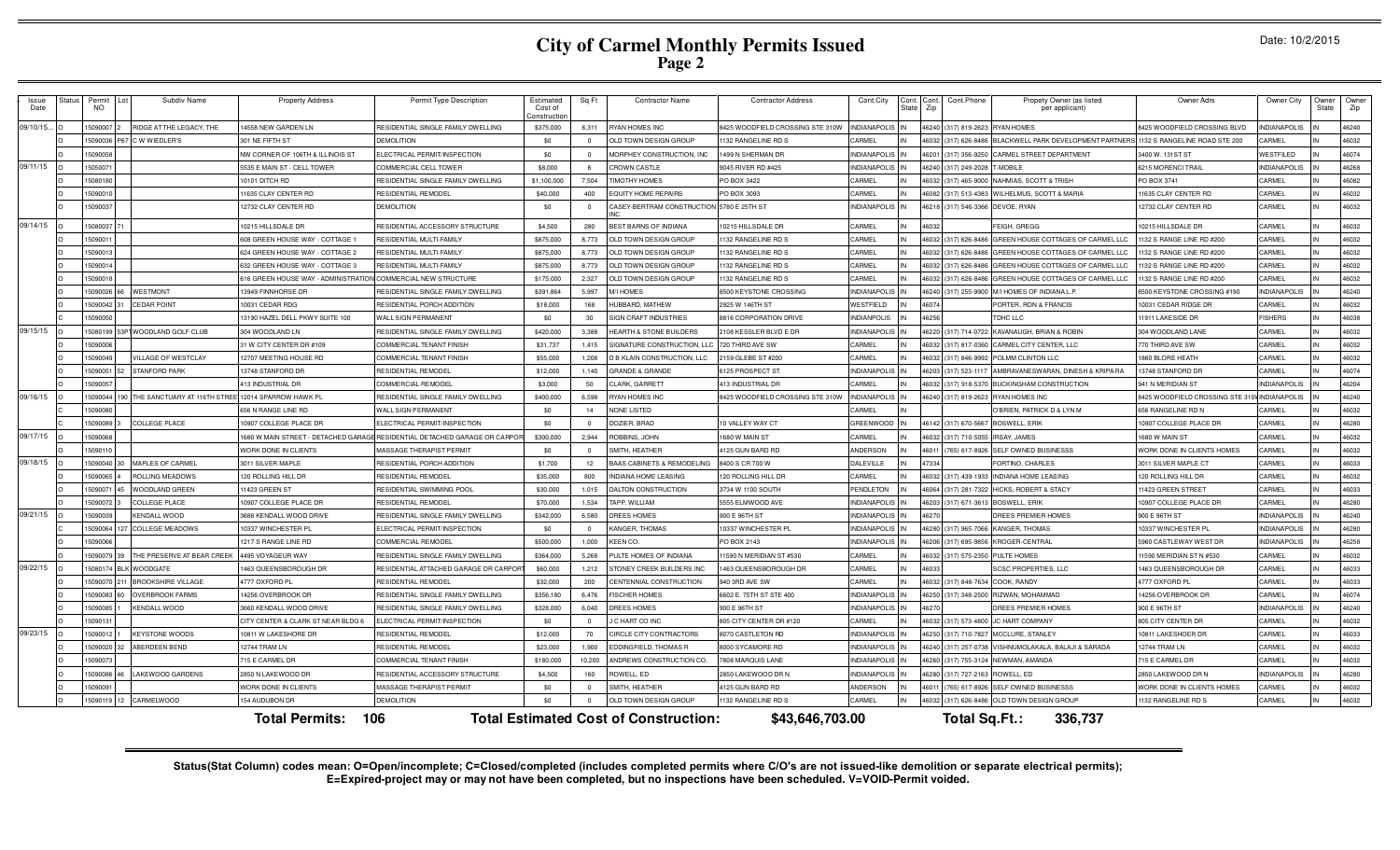# City of Carmel Monthly Permits Issued

## Page 2

Date: 10/2/2015

| Issue Date | Status | Permit NO | Lot | Subdiv Name | Property Address | Permit Type Description | Estimated Cost of Construction | Sq Ft | Contractor Name | Contractor Address | Cont.City | Cont. State | Cont. Zip | Cont.Phone | Propety Owner (as listed per applicant) | Owner Adrs | Owner City | Owner State | Owner Zip |
|---|---|---|---|---|---|---|---|---|---|---|---|---|---|---|---|---|---|---|---|
| 09/10/15... | O | 15090007 | 2 | RIDGE AT THE LEGACY, THE | 14558 NEW GARDEN LN | RESIDENTIAL SINGLE FAMILY DWELLING | $375,000 | 6,311 | RYAN HOMES INC | 8425 WOODFIELD CROSSING STE 310W | INDIANAPOLIS | IN | 46240 | (317) 819-2623 | RYAN HOMES | 8425 WOODFIELD CROSSING BLVD | INDIANAPOLIS | IN | 46240 |
| | O | 15090036 | P67 | C W WIEDLER'S | 301 NE FIFTH ST | DEMOLITION | $0 | 0 | OLD TOWN DESIGN GROUP | 1132 RANGELINE RD S | CARMEL | IN | 46032 | (317) 626-8486 | BLACKWELL PARK DEVELOPMENT PARTNERS | 1132 S RANGELINE ROAD STE 200 | CARMEL | IN | 46032 |
| | O | 15090058 | | | NW CORNER OF 106TH & ILLINOIS ST | ELECTRICAL PERMIT/INSPECTION | $0 | 0 | MORPHEY CONSTRUCTION, INC | 1499 N SHERMAN DR | INDIANAPOLIS | IN | 46201 | (317) 356-9250 | CARMEL STREET DEPARTMENT | 3400 W. 131ST ST | WESTFILED | IN | 46074 |
| 09/11/15 | O | 15050071 | | | 5535 E MAIN ST - CELL TOWER | COMMERCIAL CELL TOWER | $8,000 | 6 | CROWN CASTLE | 9045 RIVER RD #425 | INDIANAPOLIS | IN | 46240 | (317) 249-2028 | T-MOBILE | 6215 MORENCI TRAIL | INDIANAPOLIS | IN | 46268 |
| | O | 15080180 | | | 10101 DITCH RD | RESIDENTIAL SINGLE FAMILY DWELLING | $1,100,000 | 7,504 | TIMOTHY HOMES | PO BOX 3422 | CARMEL | IN | 46032 | (317) 465-9000 | NAHMIAS, SCOTT & TRISH | PO BOX 3741 | CARMEL | IN | 46082 |
| | O | 15090010 | | | 11635 CLAY CENTER RD | RESIDENTIAL REMODEL | $40,000 | 400 | EQUITY HOME REPAIRS | PO BOX 3093 | CARMEL | IN | 46082 | (317) 513-4383 | WILHELMUS, SCOTT & MARIA | 11635 CLAY CENTER RD | CARMEL | IN | 46032 |
| | O | 15090037 | | | 12732 CLAY CENTER RD | DEMOLITION | $0 | 0 | CASEY-BERTRAM CONSTRUCTION INC | 5780 E 25TH ST | INDIANAPOLIS | IN | 46218 | (317) 546-3366 | DEVOE, RYAN | 12732 CLAY CENTER RD | CARMEL | IN | 46032 |
| 09/14/15 | O | 15080037 | 71 | | 10215 HILLSDALE DR | RESIDENTIAL ACCESSORY STRUCTURE | $4,500 | 280 | BEST BARNS OF INDIANA | 10215 HILLSDALE DR | CARMEL | IN | 46032 | | FEIGH, GREGG | 10215 HILLSDALE DR | CARMEL | IN | 46032 |
| | O | 15090011 | | | 608 GREEN HOUSE WAY - COTTAGE 1 | RESIDENTIAL MULTI-FAMILY | $875,000 | 8,773 | OLD TOWN DESIGN GROUP | 1132 RANGELINE RD S | CARMEL | IN | 46032 | (317) 626-8486 | GREEN HOUSE COTTAGES OF CARMEL LLC | 1132 S RANGE LINE RD #200 | CARMEL | IN | 46032 |
| | O | 15090013 | | | 624 GREEN HOUSE WAY - COTTAGE 2 | RESIDENTIAL MULTI-FAMILY | $875,000 | 8,773 | OLD TOWN DESIGN GROUP | 1132 RANGELINE RD S | CARMEL | IN | 46032 | (317) 626-8486 | GREEN HOUSE COTTAGES OF CARMEL LLC | 1132 S RANGE LINE RD #200 | CARMEL | IN | 46032 |
| | O | 15090014 | | | 632 GREEN HOUSE WAY - COTTAGE 3 | RESIDENTIAL MULTI-FAMILY | $875,000 | 8,773 | OLD TOWN DESIGN GROUP | 1132 RANGELINE RD S | CARMEL | IN | 46032 | (317) 626-8486 | GREEN HOUSE COTTAGES OF CARMEL LLC | 1132 S RANGE LINE RD #200 | CARMEL | IN | 46032 |
| | O | 15090018 | | | 616 GREEN HOUSE WAY - ADMINISTRATION | COMMERCIAL NEW STRUCTURE | $175,000 | 2,327 | OLD TOWN DESIGN GROUP | 1132 RANGELINE RD S | CARMEL | IN | 46032 | (317) 626-8486 | GREEN HOUSE COTTAGES OF CARMEL LLC | 1132 S RANGE LINE RD #200 | CARMEL | IN | 46032 |
| | O | 15090026 | 66 | WESTMONT | 13949 FINNHORSE DR | RESIDENTIAL SINGLE FAMILY DWELLING | $391,864 | 5,997 | M/I HOMES | 8500 KEYSTONE CROSSING | INDIANAPOLIS | IN | 46240 | (317) 255-9900 | M/I HOMES OF INDIANA L.P. | 8500 KEYSTONE CROSSING #190 | INDIANAPOLIS | IN | 46240 |
| | O | 15090042 | 31 | CEDAR POINT | 10031 CEDAR RDG | RESIDENTIAL PORCH ADDITION | $18,000 | 168 | HUBBARD, MATHEW | 2925 W 146TH ST | WESTFIELD | IN | 46074 | | PORTER, RON & FRANCIS | 10031 CEDAR RIDGE DR | CARMEL | IN | 46032 |
| | O | 15090050 | | | 13190 HAZEL DELL PKWY SUITE 100 | WALL SIGN PERMANENT | $0 | 30 | SIGN CRAFT INDUSTRIES | 8816 CORPORATION DRIVE | INDIANPOLIS | IN | 46256 | | TDHC LLC | 11911 LAKESIDE DR | FISHERS | IN | 46038 |
| 09/15/15 | O | 15080199 | 53P | WOODLAND GOLF CLUB | 304 WOODLAND LN | RESIDENTIAL SINGLE FAMILY DWELLING | $420,000 | 3,388 | HEARTH & STONE BUILDERS | 2108 KESSLER BLVD E DR | INDIANAPOLIS | IN | 46220 | (317) 714-0722 | KAVANAUGH, BRIAN & ROBIN | 304 WOODLAND LANE | CARMEL | IN | 46032 |
| | O | 15090006 | | | 31 W CITY CENTER DR #109 | COMMERCIAL TENANT FINISH | $31,737 | 1,415 | SIGNATURE CONSTRUCTION, LLC | 720 THIRD AVE SW | CARMEL | IN | 46032 | (317) 817-0360 | CARMEL CITY CENTER, LLC | 770 THIRD AVE SW | CARMEL | IN | 46032 |
| | O | 15090049 | | VILLAGE OF WESTCLAY | 12707 MEETING HOUSE RD | COMMERCIAL TENANT FINISH | $55,000 | 1,208 | D B KLAIN CONSTRUCTION, LLC | 2159 GLEBE ST #200 | CARMEL | IN | 46032 | (317) 846-9992 | POLMM CLINTON LLC | 1860 BLORE HEATH | CARMEL | IN | 46032 |
| | O | 15090051 | 52 | STANFORD PARK | 13748 STANFORD DR | RESIDENTIAL REMODEL | $12,000 | 1,140 | GRANDE & GRANDE | 6125 PROSPECT ST. | INDIANAPOLIS | IN | 46203 | (317) 523-1117 | AMBRAVANESWARAN, DINESH & KRIPARA | 13748 STANFORD DR | CARMEL | IN | 46074 |
| | O | 15090057 | | | 413 INDUSTRIAL DR | COMMERCIAL REMODEL | $3,000 | 50 | CLARK, GARRETT | 413 INDUSTRIAL DR | CARMEL | IN | 46032 | (317) 918-5370 | BUCKINGHAM CONSTRUCTION | 941 N MERIDIAN ST | INDIANAPOLIS | IN | 46204 |
| 09/16/15 | O | 15090044 | 190 | THE SANCTUARY AT 116TH STREE | 12014 SPARROW HAWK PL | RESIDENTIAL SINGLE FAMILY DWELLING | $400,000 | 6,598 | RYAN HOMES INC | 8425 WOODFIELD CROSSING STE 310W | INDIANAPOLIS | IN | 46240 | (317) 819-2623 | RYAN HOMES INC | 8425 WOODFIELD CROSSING STE 310W | INDIANAPOLIS | IN | 46240 |
| | C | 15090080 | | | 656 N RANGE LINE RD | WALL SIGN PERMANENT | $0 | 14 | NONE LISTED | | CARMEL | IN | | | O'BRIEN, PATRICK D & LYN M | 656 RANGELINE RD N | CARMEL | IN | 46032 |
| | C | 15090089 | 3 | COLLEGE PLACE | 10907 COLLEGE PLACE DR | ELECTRICAL PERMIT/INSPECTION | $0 | 0 | DOZIER, BRAD | 10 VALLEY WAY CT | GREENWOOD | IN | 46142 | (317) 670-5667 | BOSWELL, ERIK | 10907 COLLEGE PLACE DR | CARMEL | IN | 46280 |
| 09/17/15 | O | 15090068 | | | 1680 W MAIN STREET - DETACHED GARAGE | RESIDENTIAL DETACHED GARAGE OR CARPOR | $300,000 | 2,944 | ROBBINS, JOHN | 1680 W MAIN ST | CARMEL | IN | 46032 | (317) 710-5055 | IRSAY, JAMES | 1680 W MAIN ST | CARMEL | IN | 46032 |
| | O | 15090110 | | | WORK DONE IN CLIENTS | MASSAGE THERAPIST PERMIT | $0 | 0 | SMITH, HEATHER | 4125 GUN BARD RD | ANDERSON | IN | 46011 | (765) 617-8926 | SELF OWNED BUSINESSS | WORK DONE IN CLIENTS HOMES | CARMEL | IN | 46032 |
| 09/18/15 | O | 15090040 | 30 | MAPLES OF CARMEL | 3011 SILVER MAPLE | RESIDENTIAL PORCH ADDITION | $1,700 | 12 | BAAS CABINETS & REMODELING | 8400 S CR 700 W | DALEVILLE | IN | 47334 | | FORTINO, CHARLES | 3011 SILVER MAPLE CT | CARMEL | IN | 46033 |
| | O | 15090065 | 4 | ROLLING MEADOWS | 120 ROLLING HILL DR | RESIDENTIAL REMODEL | $35,000 | 800 | INDIANA HOME LEASING | 120 ROLLING HILL DR | CARMEL | IN | 46032 | (317) 439-1933 | INDIANA HOME LEASING | 120 ROLLING HILL DR | CARMEL | IN | 46032 |
| | O | 15090071 | 45 | WOODLAND GREEN | 11423 GREEN ST | RESIDENTIAL SWIMMING POOL | $30,000 | 1,015 | DALTON CONSTRUCTION | 3734 W 1100 SOUTH | PENDLETON | IN | 46064 | (317) 281-7322 | HICKS, ROBERT & STACY | 11423 GREEN STREET | CARMEL | IN | 46033 |
| | O | 15090072 | 3 | COLLEGE PLACE | 10907 COLLEGE PLACE DR | RESIDENTIAL REMODEL | $70,000 | 1,534 | TAPP, WILLIAM | 5555 ELMWOOD AVE | INDIANAPOLIS | IN | 46203 | (317) 671-3613 | BOSWELL, ERIK | 10907 COLLEGE PLACE DR | CARMEL | IN | 46280 |
| 09/21/15 | O | 15090039 | | KENDALL WOOD | 3688 KENDALL WOOD DRIVE | RESIDENTIAL SINGLE FAMILY DWELLING | $342,000 | 6,580 | DREES HOMES | 900 E 96TH ST | INDIANAPOLIS | IN | 46270 | | DREES PREMIER HOMES | 900 E 96TH ST | INDIANAPOLIS | IN | 46240 |
| | C | 15090064 | 127 | COLLEGE MEADOWS | 10337 WINCHESTER PL | ELECTRICAL PERMIT/INSPECTION | $0 | 0 | KANGER, THOMAS | 10337 WINCHESTER PL | INDIANAPOLIS | IN | 46280 | (317) 965-7066 | KANGER, THOMAS | 10337 WINCHESTER PL | INDIANAPOLIS | IN | 46280 |
| | O | 15090066 | | | 1217 S RANGE LINE RD | COMMERCIAL REMODEL | $500,000 | 1,000 | KEEN CO. | PO BOX 2143 | INDIANAPOLIS | IN | 46206 | (317) 695-9856 | KROGER-CENTRAL | 5960 CASTLEWAY WEST DR | INDIANAPOLIS | IN | 46258 |
| | O | 15090079 | 39 | THE PRESERVE AT BEAR CREEK | 4495 VOYAGEUR WAY | RESIDENTIAL SINGLE FAMILY DWELLING | $364,000 | 5,268 | PULTE HOMES OF INDIANA | 11590 N MERIDIAN ST #530 | CARMEL | IN | 46032 | (317) 575-2350 | PULTE HOMES | 11590 MERIDIAN ST N #530 | CARMEL | IN | 46032 |
| 09/22/15 | O | 15080174 | BLK | WOODGATE | 1463 QUEENSBOROUGH DR | RESIDENTIAL ATTACHED GARAGE OR CARPORT | $60,000 | 1,212 | STONEY CREEK BUILDERS INC | 1463 QUEENSBOROUGH DR | CARMEL | IN | 46033 | | SCSC PROPERTIES, LLC | 1463 QUEENSBOROUGH DR | CARMEL | IN | 46033 |
| | O | 15090070 | 211 | BROOKSHIRE VILLAGE | 4777 OXFORD PL | RESIDENTIAL REMODEL | $32,000 | 200 | CENTENNIAL CONSTRUCTION | 940 3RD AVE SW | CARMEL | IN | 46032 | (317) 848-7634 | COOK, RANDY | 4777 OXFORD PL | CARMEL | IN | 46033 |
| | O | 15090083 | 60 | OVERBROOK FARMS | 14256 OVERBROOK DR | RESIDENTIAL SINGLE FAMILY DWELLING | $356,180 | 6,476 | FISCHER HOMES | 6602 E. 75TH ST STE 400 | INDIANAPOLIS | IN | 46250 | (317) 348-2500 | RIZWAN, MOHAMMAD | 14256 OVERBROOK DR | CARMEL | IN | 46074 |
| | O | 15090085 | | KENDALL WOOD | 3660 KENDALL WOOD DRIVE | RESIDENTIAL SINGLE FAMILY DWELLING | $328,000 | 6,040 | DREES HOMES | 900 E 96TH ST | INDIANAPOLIS | IN | 46270 | | DREES PREMIER HOMES | 900 E 96TH ST | INDIANAPOLIS | IN | 46240 |
| | O | 15090131 | | | CITY CENTER & CLARK ST NEAR BLDG 6 | ELECTRICAL PERMIT/INSPECTION | $0 | 0 | J C HART CO INC | 805 CITY CENTER DR #120 | CARMEL | IN | 46032 | (317) 573-4800 | JC HART COMPANY | 805 CITY CENTER DR | CARMEL | IN | 46032 |
| 09/23/15 | O | 15090012 | 1 | KEYSTONE WOODS | 10811 W LAKESHORE DR | RESIDENTIAL REMODEL | $12,000 | 70 | CIRCLE CITY CONTRACTORS | 8070 CASTLETON RD | INDIANAPOLIS | IN | 46250 | (317) 710-7827 | MCCLURE, STANLEY | 10811 LAKESHORE DR | CARMEL | IN | 46033 |
| | O | 15090020 | 32 | ABERDEEN BEND | 12744 TRAM LN | RESIDENTIAL REMODEL | $23,000 | 1,900 | EDDINGFIELD, THOMAS R | 8000 SYCAMORE RD | INDIANAPOLIS | IN | 46240 | (317) 257-0738 | VISHNUMOLAKALA, BALAJI & SARADA | 12744 TRAM LN | CARMEL | IN | 46032 |
| | O | 15090073 | | | 715 E CARMEL DR | COMMERCIAL TENANT FINISH | $180,000 | 10,200 | ANDREWS CONSTRUCTION CO. | 7808 MARQUIS LANE | INDIANAPOLIS | IN | 46260 | (317) 755-3124 | NEWMAN, AMANDA | 715 E CARMEL DR | CARMEL | IN | 46032 |
| | O | 15090086 | 46 | LAKEWOOD GARDENS | 2850 N LAKEWOOD DR | RESIDENTIAL ACCESSORY STRUCTURE | $4,500 | 160 | ROWELL, ED | 2850 LAKEWOOD DR N | INDIANAPOLIS | IN | 46280 | (317) 727-2163 | ROWELL, ED | 2850 LAKEWOOD DR N | INDIANAPOLIS | IN | 46280 |
| | O | 15090091 | | | WORK DONE IN CLIENTS | MASSAGE THERAPIST PERMIT | $0 | 0 | SMITH, HEATHER | 4125 GUN BARD RD | ANDERSON | IN | 46011 | (765) 617-8926 | SELF OWNED BUSINESSS | WORK DONE IN CLIENTS HOMES | CARMEL | IN | 46032 |
| | O | 15090119 | 12 | CARMELWOOD | 154 AUDUBON DR | DEMOLITION | $0 | 0 | OLD TOWN DESIGN GROUP | 1132 RANGELINE RD S | CARMEL | IN | 46032 | (317) 626-8486 | OLD TOWN DESIGN GROUP | 1132 RANGELINE RD S | CARMEL | IN | 46032 |

**Total Permits: 106** **Total Estimated Cost of Construction: $43,646,703.00** **Total Sq.Ft.: 336,737**

**Status(Stat Column) codes mean: O=Open/incomplete; C=Closed/completed (includes completed permits where C/O's are not issued-like demolition or separate electrical permits); E=Expired-project may or may not have been completed, but no inspections have been scheduled. V=VOID-Permit voided.**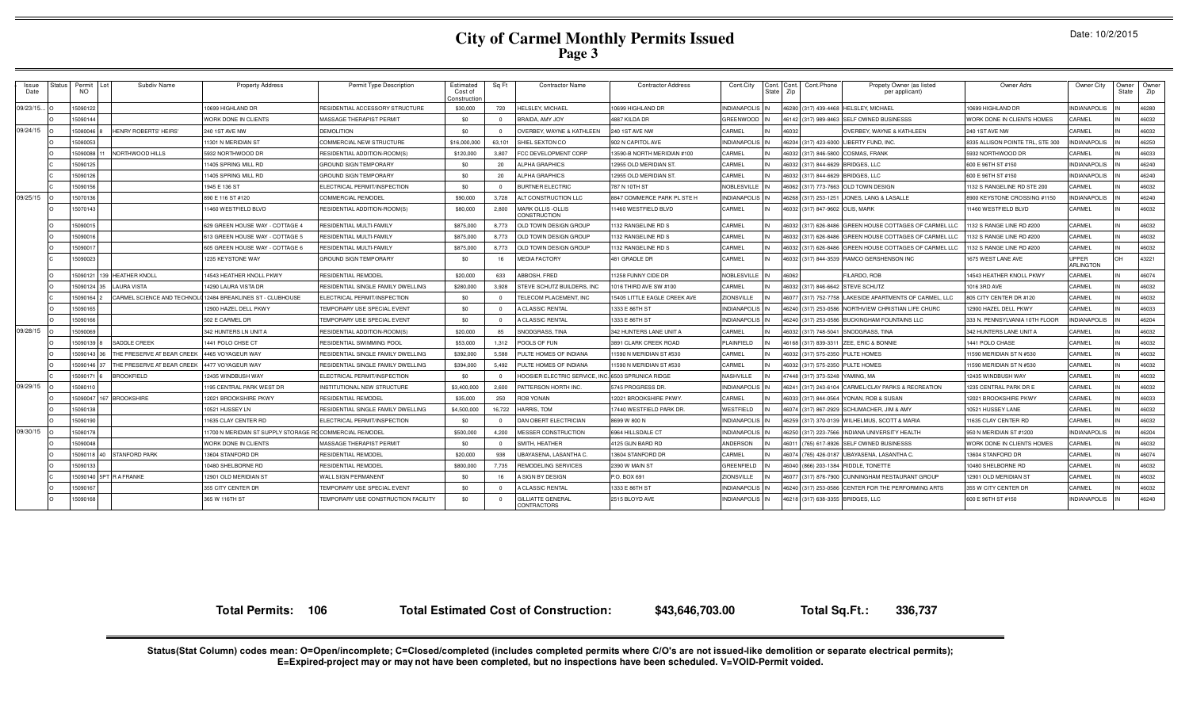# City of Carmel Monthly Permits Issued
## Page 3

Date: 10/2/2015

| Issue Date | Status | Permit NO | Lot | Subdiv Name | Property Address | Permit Type Description | Estimated Cost of Construction | Sq Ft | Contractor Name | Contractor Address | Cont.City | Cont. State | Cont. Zip | Cont.Phone | Propety Owner (as listed per applicant) | Owner Adrs | Owner City | Owner State | Owner Zip |
|---|---|---|---|---|---|---|---|---|---|---|---|---|---|---|---|---|---|---|---|
| 09/23/15... | O | 15090122 | | | 10699 HIGHLAND DR | RESIDENTIAL ACCESSORY STRUCTURE | $30,000 | 720 | HELSLEY, MICHAEL | 10699 HIGHLAND DR | INDIANAPOLIS | IN | 46280 | (317) 439-4468 | HELSLEY, MICHAEL | 10699 HIGHLAND DR | INDIANAPOLIS | IN | 46280 |
| | O | 15090144 | | | WORK DONE IN CLIENTS | MASSAGE THERAPIST PERMIT | $0 | 0 | BRAIDA, AMY JOY | 4887 KILDA DR | GREENWOOD | IN | 46142 | (317) 989-8463 | SELF OWNED BUSINESSS | WORK DONE IN CLIENTS HOMES | CARMEL | IN | 46032 |
| 09/24/15 | O | 15080046 | 8 | HENRY ROBERTS' HEIRS' | 240 1ST AVE NW | DEMOLITION | $0 | 0 | OVERBEY, WAYNE & KATHLEEN | 240 1ST AVE NW | CARMEL | IN | 46032 | | OVERBEY, WAYNE & KATHLEEN | 240 1ST AVE NW | CARMEL | IN | 46032 |
| | O | 15080053 | | | 11301 N MERIDIAN ST | COMMERCIAL NEW STRUCTURE | $16,000,000 | 63,101 | SHIEL SEXTON CO | 902 N CAPITOL AVE | INDIANAPOLIS | IN | 46204 | (317) 423-6000 | LIBERTY FUND, INC. | 8335 ALLISON POINTE TRL, STE 300 | INDIANAPOLIS | IN | 46250 |
| | O | 15090088 | 11 | NORTHWOOD HILLS | 5932 NORTHWOOD DR | RESIDENTIAL ADDITION-ROOM(S) | $120,000 | 3,807 | FCC DEVELOPMENT CORP | 13590-B NORTH MERIDIAN #100 | CARMEL | IN | 46032 | (317) 846-5800 | COSMAS, FRANK | 5932 NORTHWOOD DR | CARMEL | IN | 46033 |
| | C | 15090125 | | | 11405 SPRING MILL RD | GROUND SIGN TEMPORARY | $0 | 20 | ALPHA GRAPHICS | 12955 OLD MERIDIAN ST. | CARMEL | IN | 46032 | (317) 844-6629 | BRIDGES, LLC | 600 E 96TH ST #150 | INDIANAPOLIS | IN | 46240 |
| | C | 15090126 | | | 11405 SPRING MILL RD | GROUND SIGN TEMPORARY | $0 | 20 | ALPHA GRAPHICS | 12955 OLD MERIDIAN ST. | CARMEL | IN | 46032 | (317) 844-6629 | BRIDGES, LLC | 600 E 96TH ST #150 | INDIANAPOLIS | IN | 46240 |
| | C | 15090156 | | | 1945 E 136 ST | ELECTRICAL PERMIT/INSPECTION | $0 | 0 | BURTNER ELECTRIC | 787 N 10TH ST | NOBLESVILLE | IN | 46062 | (317) 773-7663 | OLD TOWN DESIGN | 1132 S RANGELINE RD STE 200 | CARMEL | IN | 46032 |
| 09/25/15 | O | 15070136 | | | 890 E 116 ST #120 | COMMERCIAL REMODEL | $90,000 | 3,728 | ALT CONSTRUCTION LLC | 8847 COMMERCE PARK PL STE H | INDIANAPOLIS | IN | 46268 | (317) 253-1251 | JONES, LANG & LASALLE | 8900 KEYSTONE CROSSING #1150 | INDIANAPOLIS | IN | 46240 |
| | O | 15070143 | | | 11460 WESTFIELD BLVD | RESIDENTIAL ADDITION-ROOM(S) | $80,000 | 2,800 | MARK OLLIS -OLLIS CONSTRUCTION | 11460 WESTFIELD BLVD | CARMEL | IN | 46032 | (317) 847-9602 | OLIS, MARK | 11460 WESTFIELD BLVD | CARMEL | IN | 46032 |
| | O | 15090015 | | | 629 GREEN HOUSE WAY - COTTAGE 4 | RESIDENTIAL MULTI-FAMILY | $875,000 | 8,773 | OLD TOWN DESIGN GROUP | 1132 RANGELINE RD S | CARMEL | IN | 46032 | (317) 626-8486 | GREEN HOUSE COTTAGES OF CARMEL LLC | 1132 S RANGE LINE RD #200 | CARMEL | IN | 46032 |
| | O | 15090016 | | | 613 GREEN HOUSE WAY - COTTAGE 5 | RESIDENTIAL MULTI-FAMILY | $875,000 | 8,773 | OLD TOWN DESIGN GROUP | 1132 RANGELINE RD S | CARMEL | IN | 46032 | (317) 626-8486 | GREEN HOUSE COTTAGES OF CARMEL LLC | 1132 S RANGE LINE RD #200 | CARMEL | IN | 46032 |
| | O | 15090017 | | | 605 GREEN HOUSE WAY - COTTAGE 6 | RESIDENTIAL MULTI-FAMILY | $875,000 | 8,773 | OLD TOWN DESIGN GROUP | 1132 RANGELINE RD S | CARMEL | IN | 46032 | (317) 626-8486 | GREEN HOUSE COTTAGES OF CARMEL LLC | 1132 S RANGE LINE RD #200 | CARMEL | IN | 46032 |
| | C | 15090023 | | | 1235 KEYSTONE WAY | GROUND SIGN TEMPORARY | $0 | 16 | MEDIA FACTORY | 481 GRADLE DR | CARMEL | IN | 46032 | (317) 844-3539 | RAMCO GERSHENSON INC | 1675 WEST LANE AVE | UPPER ARLINGTON | OH | 43221 |
| | O | 15090121 | 139 | HEATHER KNOLL | 14543 HEATHER KNOLL PKWY | RESIDENTIAL REMODEL | $20,000 | 633 | ABBOSH, FRED | 11258 FUNNY CIDE DR | NOBLESVILLE | IN | 46062 | | FILARDO, ROB | 14543 HEATHER KNOLL PKWY | CARMEL | IN | 46074 |
| | O | 15090124 | 35 | LAURA VISTA | 14290 LAURA VISTA DR | RESIDENTIAL SINGLE FAMILY DWELLING | $280,000 | 3,928 | STEVE SCHUTZ BUILDERS, INC | 1016 THIRD AVE SW #100 | CARMEL | IN | 46032 | (317) 846-6642 | STEVE SCHUTZ | 1016 3RD AVE | CARMEL | IN | 46032 |
| | O | 15090164 | 2 | CARMEL SCIENCE AND TECHNOLO | 12484 BREAKLINES ST - CLUBHOUSE | ELECTRICAL PERMIT/INSPECTION | $0 | 0 | TELECOM PLACEMENT, INC | 15405 LITTLE EAGLE CREEK AVE | ZIONSVILLE | IN | 46077 | (317) 752-7758 | LAKESIDE APARTMENTS OF CARMEL, LLC | 805 CITY CENTER DR #120 | CARMEL | IN | 46032 |
| | O | 15090165 | | | 12900 HAZEL DELL PKWY | TEMPORARY USE SPECIAL EVENT | $0 | 0 | A CLASSIC RENTAL | 1333 E 86TH ST | INDIANAPOLIS | IN | 46240 | (317) 253-0586 | NORTHVIEW CHRISTIAN LIFE CHURC | 12900 HAZEL DELL PKWY | CARMEL | IN | 46033 |
| | O | 15090166 | | | 502 E CARMEL DR | TEMPORARY USE SPECIAL EVENT | $0 | 0 | A CLASSIC RENTAL | 1333 E 86TH ST | INDIANAPOLIS | IN | 46240 | (317) 253-0586 | BUCKINGHAM FOUNTAINS LLC | 333 N. PENNSYLVANIA 10TH FLOOR | INDIANAPOLIS | IN | 46204 |
| 09/28/15 | O | 15090069 | | | 342 HUNTERS LN UNIT A | RESIDENTIAL ADDITION-ROOM(S) | $20,000 | 85 | SNODGRASS, TINA | 342 HUNTERS LANE UNIT A | CARMEL | IN | 46032 | (317) 748-5041 | SNODGRASS, TINA | 342 HUNTERS LANE UNIT A | CARMEL | IN | 46032 |
| | O | 15090139 | 8 | SADDLE CREEK | 1441 POLO CHSE CT | RESIDENTIAL SWIMMING POOL | $53,000 | 1,312 | POOLS OF FUN | 3891 CLARK CREEK ROAD | PLAINFIELD | IN | 46168 | (317) 839-3311 | ZEE, ERIC & BONNIE | 1441 POLO CHASE | CARMEL | IN | 46032 |
| | O | 15090143 | 36 | THE PRESERVE AT BEAR CREEK | 4465 VOYAGEUR WAY | RESIDENTIAL SINGLE FAMILY DWELLING | $392,000 | 5,588 | PULTE HOMES OF INDIANA | 11590 N MERIDIAN ST #530 | CARMEL | IN | 46032 | (317) 575-2350 | PULTE HOMES | 11590 MERIDIAN ST N #530 | CARMEL | IN | 46032 |
| | O | 15090146 | 37 | THE PRESERVE AT BEAR CREEK | 4477 VOYAGEUR WAY | RESIDENTIAL SINGLE FAMILY DWELLING | $394,000 | 5,492 | PULTE HOMES OF INDIANA | 11590 N MERIDIAN ST #530 | CARMEL | IN | 46032 | (317) 575-2350 | PULTE HOMES | 11590 MERIDIAN ST N #530 | CARMEL | IN | 46032 |
| | C | 15090171 | 6 | BROOKFIELD | 12435 WINDBUSH WAY | ELECTRICAL PERMIT/INSPECTION | $0 | 0 | HOOSIER ELECTRIC SERVICE, INC. | 6503 SPRUNICA RIDGE | NASHVILLE | IN | 47448 | (317) 373-5248 | YAMING, MA | 12435 WINDBUSH WAY | CARMEL | IN | 46032 |
| 09/29/15 | O | 15080110 | | | 1195 CENTRAL PARK WEST DR | INSTITUTIONAL NEW STRUCTURE | $3,400,000 | 2,600 | PATTERSON HORTH INC. | 5745 PROGRESS DR. | INDIANAPOLIS | IN | 46241 | (317) 243-6104 | CARMEL/CLAY PARKS & RECREATION | 1235 CENTRAL PARK DR E | CARMEL | IN | 46032 |
| | O | 15090047 | 167 | BROOKSHIRE | 12021 BROOKSHIRE PKWY | RESIDENTIAL REMODEL | $35,000 | 250 | ROB YONAN | 12021 BROOKSHIRE PKWY. | CARMEL | IN | 46033 | (317) 844-0564 | YONAN, ROB & SUSAN | 12021 BROOKSHIRE PKWY | CARMEL | IN | 46033 |
| | O | 15090138 | | | 10521 HUSSEY LN | RESIDENTIAL SINGLE FAMILY DWELLING | $4,500,000 | 16,722 | HARRIS, TOM | 17440 WESTFIELD PARK DR. | WESTFIELD | IN | 46074 | (317) 867-2929 | SCHUMACHER, JIM & AMY | 10521 HUSSEY LANE | CARMEL | IN | 46032 |
| | O | 15090190 | | | 11635 CLAY CENTER RD | ELECTRICAL PERMIT/INSPECTION | $0 | 0 | DAN OBERT ELECTRICIAN | 8699 W 800 N | INDIANAPOLIS | IN | 46259 | (317) 370-0139 | WILHELMUS, SCOTT & MARIA | 11635 CLAY CENTER RD | CARMEL | IN | 46032 |
| 09/30/15 | O | 15080178 | | | 11700 N MERIDIAN ST SUPPLY STORAGE RO | COMMERCIAL REMODEL | $500,000 | 4,200 | MESSER CONSTRUCTION | 6964 HILLSDALE CT | INDIANAPOLIS | IN | 46250 | (317) 223-7566 | INDIANA UNIVERSITY HEALTH | 950 N MERIDIAN ST #1200 | INDIANAPOLIS | IN | 46204 |
| | O | 15090048 | | | WORK DONE IN CLIENTS | MASSAGE THERAPIST PERMIT | $0 | 0 | SMITH, HEATHER | 4125 GUN BARD RD | ANDERSON | IN | 46011 | (765) 617-8926 | SELF OWNED BUSINESSS | WORK DONE IN CLIENTS HOMES | CARMEL | IN | 46032 |
| | O | 15090118 | 40 | STANFORD PARK | 13604 STANFORD DR | RESIDENTIAL REMODEL | $20,000 | 938 | UBAYASENA, LASANTHA C. | 13604 STANFORD DR | CARMEL | IN | 46074 | (765) 426-0187 | UBAYASENA, LASANTHA C. | 13604 STANFORD DR | CARMEL | IN | 46074 |
| | O | 15090133 | | | 10480 SHELBORNE RD | RESIDENTIAL REMODEL | $800,000 | 7,735 | REMODELING SERVICES | 2390 W MAIN ST | GREENFIELD | IN | 46040 | (866) 203-1384 | RIDDLE, TONETTE | 10480 SHELBORNE RD | CARMEL | IN | 46032 |
| | C | 15090140 | 5PT | R A FRANKE | 12901 OLD MERIDIAN ST | WALL SIGN PERMANENT | $0 | 16 | A SIGN BY DESIGN | P.O. BOX 691 | ZIONSVILLE | IN | 46077 | (317) 876-7900 | CUNNINGHAM RESTAURANT GROUP | 12901 OLD MERIDIAN ST | CARMEL | IN | 46032 |
| | O | 15090167 | | | 355 CITY CENTER DR | TEMPORARY USE SPECIAL EVENT | $0 | 0 | A CLASSIC RENTAL | 1333 E 86TH ST | INDIANAPOLIS | IN | 46240 | (317) 253-0586 | CENTER FOR THE PERFORMING ARTS | 355 W CITY CENTER DR | CARMEL | IN | 46032 |
| | O | 15090168 | | | 365 W 116TH ST | TEMPORARY USE CONSTRUCTION FACILITY | $0 | 0 | GILLIATTE GENERAL CONTRACTORS | 2515 BLOYD AVE | INDIANAPOLIS | IN | 46218 | (317) 638-3355 | BRIDGES, LLC | 600 E 96TH ST #150 | INDIANAPOLIS | IN | 46240 |

**Total Permits: 106** | **Total Estimated Cost of Construction: $43,646,703.00** | **Total Sq.Ft.: 336,737**

**Status(Stat Column) codes mean: O=Open/incomplete; C=Closed/completed (includes completed permits where C/O's are not issued-like demolition or separate electrical permits); E=Expired-project may or may not have been completed, but no inspections have been scheduled. V=VOID-Permit voided.**